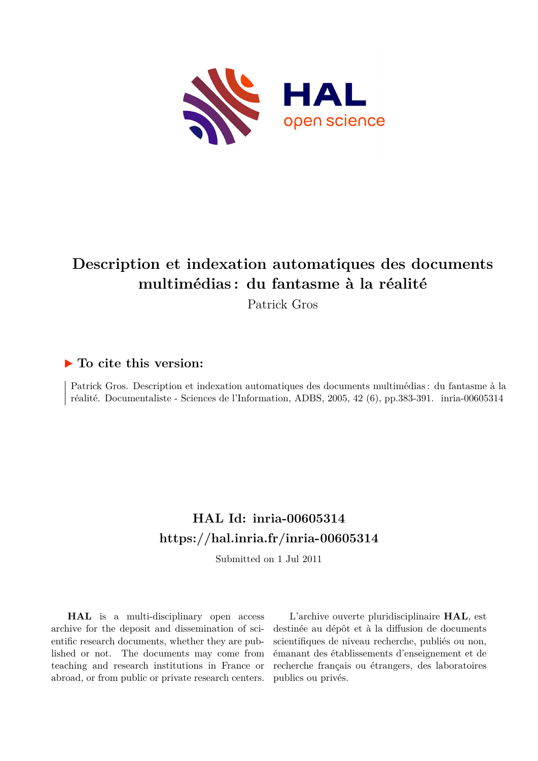# Description et indexation automatiques des documents multimédias : du fantasme à la réalité

Patrick Gros

## ▶ To cite this version:

Patrick Gros. Description et indexation automatiques des documents multimédias : du fantasme à la réalité. Documentaliste - Sciences de l'Information, ADBS, 2005, 42 (6), pp.383-391. inria-00605314

## HAL Id: inria-00605314
## https://hal.inria.fr/inria-00605314

Submitted on 1 Jul 2011

**HAL** is a multi-disciplinary open access archive for the deposit and dissemination of scientific research documents, whether they are published or not. The documents may come from teaching and research institutions in France or abroad, or from public or private research centers.

L'archive ouverte pluridisciplinaire **HAL**, est destinée au dépôt et à la diffusion de documents scientifiques de niveau recherche, publiés ou non, émanant des établissements d'enseignement et de recherche français ou étrangers, des laboratoires publics ou privés.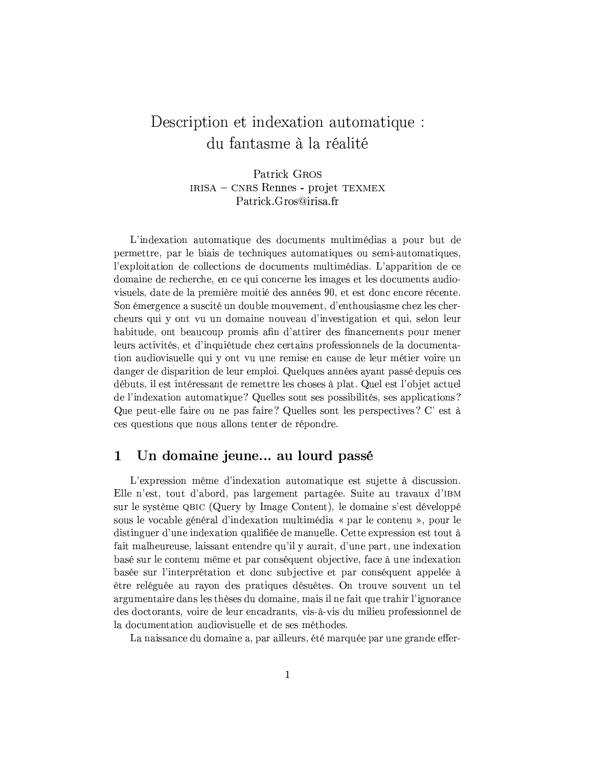# Description et indexation automatique : du fantasme à la réalité

Patrick Gros
IRISA – CNRS Rennes - projet TEXMEX
Patrick.Gros@irisa.fr

L'indexation automatique des documents multimédias a pour but de permettre, par le biais de techniques automatiques ou semi-automatiques, l'exploitation de collections de documents multimédias. L'apparition de ce domaine de recherche, en ce qui concerne les images et les documents audiovisuels, date de la première moitié des années 90, et est donc encore récente. Son émergence a suscité un double mouvement, d'enthousiasme chez les chercheurs qui y ont vu un domaine nouveau d'investigation et qui, selon leur habitude, ont beaucoup promis afin d'attirer des financements pour mener leurs activités, et d'inquiétude chez certains professionnels de la documentation audiovisuelle qui y ont vu une remise en cause de leur métier voire un danger de disparition de leur emploi. Quelques années ayant passé depuis ces débuts, il est intéressant de remettre les choses à plat. Quel est l'objet actuel de l'indexation automatique? Quelles sont ses possibilités, ses applications? Que peut-elle faire ou ne pas faire? Quelles sont les perspectives? C' est à ces questions que nous allons tenter de répondre.

## 1 Un domaine jeune... au lourd passé

L'expression même d'indexation automatique est sujette à discussion. Elle n'est, tout d'abord, pas largement partagée. Suite au travaux d'IBM sur le système QBIC (Query by Image Content), le domaine s'est développé sous le vocable général d'indexation multimédia « par le contenu », pour le distinguer d'une indexation qualifiée de manuelle. Cette expression est tout à fait malheureuse, laissant entendre qu'il y aurait, d'une part, une indexation basé sur le contenu même et par conséquent objective, face à une indexation basée sur l'interprétation et donc subjective et par conséquent appelée à être reléguée au rayon des pratiques désuètes. On trouve souvent un tel argumentaire dans les thèses du domaine, mais il ne fait que trahir l'ignorance des doctorants, voire de leur encadrants, vis-à-vis du milieu professionnel de la documentation audiovisuelle et de ses méthodes.

La naissance du domaine a, par ailleurs, été marquée par une grande effer-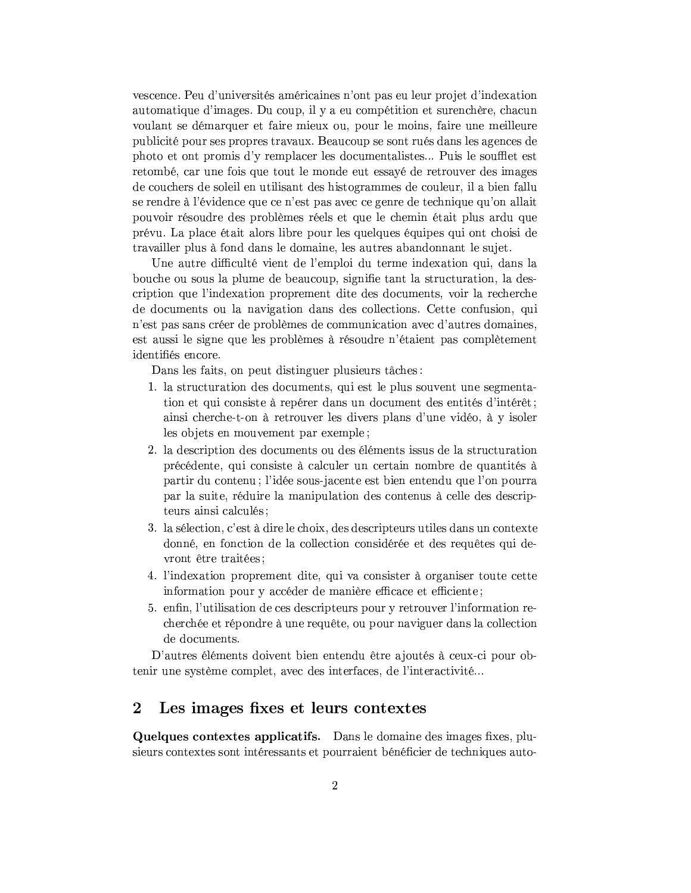vescence. Peu d'universités américaines n'ont pas eu leur projet d'indexation automatique d'images. Du coup, il y a eu compétition et surenchère, chacun voulant se démarquer et faire mieux ou, pour le moins, faire une meilleure publicité pour ses propres travaux. Beaucoup se sont rués dans les agences de photo et ont promis d'y remplacer les documentalistes... Puis le soufflet est retombé, car une fois que tout le monde eut essayé de retrouver des images de couchers de soleil en utilisant des histogrammes de couleur, il a bien fallu se rendre à l'évidence que ce n'est pas avec ce genre de technique qu'on allait pouvoir résoudre des problèmes réels et que le chemin était plus ardu que prévu. La place était alors libre pour les quelques équipes qui ont choisi de travailler plus à fond dans le domaine, les autres abandonnant le sujet.

Une autre difficulté vient de l'emploi du terme indexation qui, dans la bouche ou sous la plume de beaucoup, signifie tant la structuration, la description que l'indexation proprement dite des documents, voir la recherche de documents ou la navigation dans des collections. Cette confusion, qui n'est pas sans créer de problèmes de communication avec d'autres domaines, est aussi le signe que les problèmes à résoudre n'étaient pas complètement identifiés encore.

Dans les faits, on peut distinguer plusieurs tâches :

1. la structuration des documents, qui est le plus souvent une segmentation et qui consiste à repérer dans un document des entités d'intérêt ; ainsi cherche-t-on à retrouver les divers plans d'une vidéo, à y isoler les objets en mouvement par exemple ;
2. la description des documents ou des éléments issus de la structuration précédente, qui consiste à calculer un certain nombre de quantités à partir du contenu ; l'idée sous-jacente est bien entendu que l'on pourra par la suite, réduire la manipulation des contenus à celle des descripteurs ainsi calculés ;
3. la sélection, c'est à dire le choix, des descripteurs utiles dans un contexte donné, en fonction de la collection considérée et des requêtes qui devront être traitées ;
4. l'indexation proprement dite, qui va consister à organiser toute cette information pour y accéder de manière efficace et efficiente ;
5. enfin, l'utilisation de ces descripteurs pour y retrouver l'information recherchée et répondre à une requête, ou pour naviguer dans la collection de documents.

D'autres éléments doivent bien entendu être ajoutés à ceux-ci pour obtenir une système complet, avec des interfaces, de l'interactivité...

## 2 Les images fixes et leurs contextes

**Quelques contextes applicatifs.** Dans le domaine des images fixes, plusieurs contextes sont intéressants et pourraient bénéficier de techniques auto-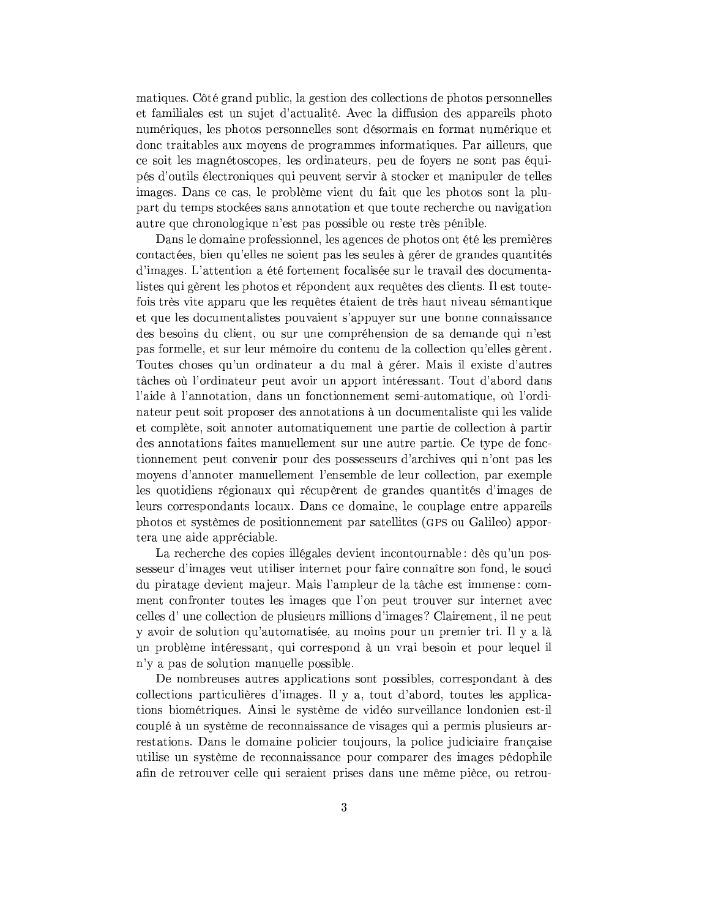matiques. Côté grand public, la gestion des collections de photos personnelles et familiales est un sujet d'actualité. Avec la diffusion des appareils photo numériques, les photos personnelles sont désormais en format numérique et donc traitables aux moyens de programmes informatiques. Par ailleurs, que ce soit les magnétoscopes, les ordinateurs, peu de foyers ne sont pas équipés d'outils électroniques qui peuvent servir à stocker et manipuler de telles images. Dans ce cas, le problème vient du fait que les photos sont la plupart du temps stockées sans annotation et que toute recherche ou navigation autre que chronologique n'est pas possible ou reste très pénible.

Dans le domaine professionnel, les agences de photos ont été les premières contactées, bien qu'elles ne soient pas les seules à gérer de grandes quantités d'images. L'attention a été fortement focalisée sur le travail des documentalistes qui gèrent les photos et répondent aux requêtes des clients. Il est toutefois très vite apparu que les requêtes étaient de très haut niveau sémantique et que les documentalistes pouvaient s'appuyer sur une bonne connaissance des besoins du client, ou sur une compréhension de sa demande qui n'est pas formelle, et sur leur mémoire du contenu de la collection qu'elles gèrent. Toutes choses qu'un ordinateur a du mal à gérer. Mais il existe d'autres tâches où l'ordinateur peut avoir un apport intéressant. Tout d'abord dans l'aide à l'annotation, dans un fonctionnement semi-automatique, où l'ordinateur peut soit proposer des annotations à un documentaliste qui les valide et complète, soit annoter automatiquement une partie de collection à partir des annotations faites manuellement sur une autre partie. Ce type de fonctionnement peut convenir pour des possesseurs d'archives qui n'ont pas les moyens d'annoter manuellement l'ensemble de leur collection, par exemple les quotidiens régionaux qui récupèrent de grandes quantités d'images de leurs correspondants locaux. Dans ce domaine, le couplage entre appareils photos et systèmes de positionnement par satellites (GPS ou Galileo) apportera une aide appréciable.

La recherche des copies illégales devient incontournable : dès qu'un possesseur d'images veut utiliser internet pour faire connaître son fond, le souci du piratage devient majeur. Mais l'ampleur de la tâche est immense : comment confronter toutes les images que l'on peut trouver sur internet avec celles d' une collection de plusieurs millions d'images? Clairement, il ne peut y avoir de solution qu'automatisée, au moins pour un premier tri. Il y a là un problème intéressant, qui correspond à un vrai besoin et pour lequel il n'y a pas de solution manuelle possible.

De nombreuses autres applications sont possibles, correspondant à des collections particulières d'images. Il y a, tout d'abord, toutes les applications biométriques. Ainsi le système de vidéo surveillance londonien est-il couplé à un système de reconnaissance de visages qui a permis plusieurs arrestations. Dans le domaine policier toujours, la police judiciaire française utilise un système de reconnaissance pour comparer des images pédophile afin de retrouver celle qui seraient prises dans une même pièce, ou retrou-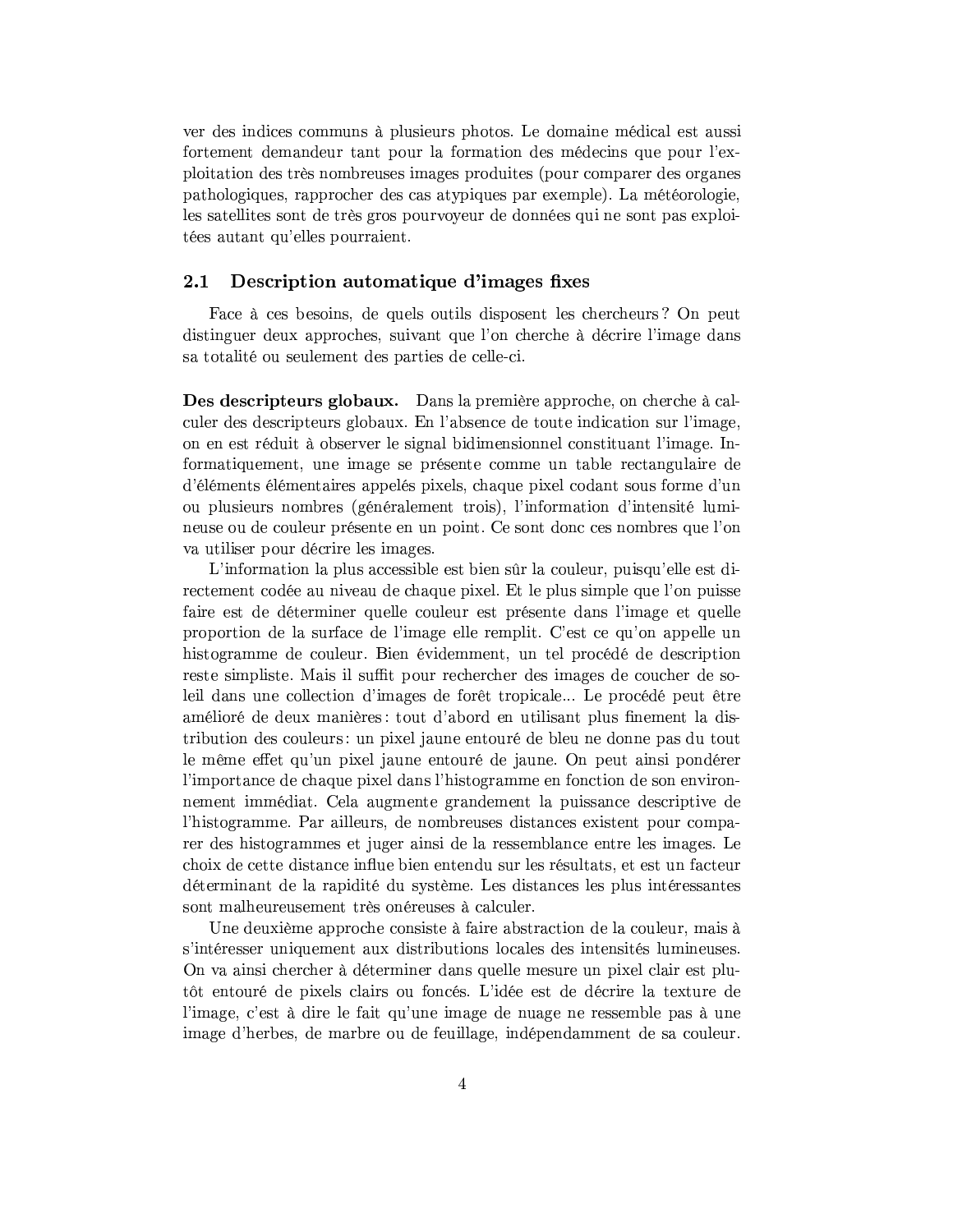ver des indices communs à plusieurs photos. Le domaine médical est aussi fortement demandeur tant pour la formation des médecins que pour l'exploitation des très nombreuses images produites (pour comparer des organes pathologiques, rapprocher des cas atypiques par exemple). La météorologie, les satellites sont de très gros pourvoyeur de données qui ne sont pas exploitées autant qu'elles pourraient.

## 2.1 Description automatique d'images fixes

Face à ces besoins, de quels outils disposent les chercheurs ? On peut distinguer deux approches, suivant que l'on cherche à décrire l'image dans sa totalité ou seulement des parties de celle-ci.

**Des descripteurs globaux.** Dans la première approche, on cherche à calculer des descripteurs globaux. En l'absence de toute indication sur l'image, on en est réduit à observer le signal bidimensionnel constituant l'image. Informatiquement, une image se présente comme un table rectangulaire de d'éléments élémentaires appelés pixels, chaque pixel codant sous forme d'un ou plusieurs nombres (généralement trois), l'information d'intensité lumineuse ou de couleur présente en un point. Ce sont donc ces nombres que l'on va utiliser pour décrire les images.

L'information la plus accessible est bien sûr la couleur, puisqu'elle est directement codée au niveau de chaque pixel. Et le plus simple que l'on puisse faire est de déterminer quelle couleur est présente dans l'image et quelle proportion de la surface de l'image elle remplit. C'est ce qu'on appelle un histogramme de couleur. Bien évidemment, un tel procédé de description reste simpliste. Mais il suffit pour rechercher des images de coucher de soleil dans une collection d'images de forêt tropicale... Le procédé peut être amélioré de deux manières : tout d'abord en utilisant plus finement la distribution des couleurs : un pixel jaune entouré de bleu ne donne pas du tout le même effet qu'un pixel jaune entouré de jaune. On peut ainsi pondérer l'importance de chaque pixel dans l'histogramme en fonction de son environnement immédiat. Cela augmente grandement la puissance descriptive de l'histogramme. Par ailleurs, de nombreuses distances existent pour comparer des histogrammes et juger ainsi de la ressemblance entre les images. Le choix de cette distance influe bien entendu sur les résultats, et est un facteur déterminant de la rapidité du système. Les distances les plus intéressantes sont malheureusement très onéreuses à calculer.

Une deuxième approche consiste à faire abstraction de la couleur, mais à s'intéresser uniquement aux distributions locales des intensités lumineuses. On va ainsi chercher à déterminer dans quelle mesure un pixel clair est plutôt entouré de pixels clairs ou foncés. L'idée est de décrire la texture de l'image, c'est à dire le fait qu'une image de nuage ne ressemble pas à une image d'herbes, de marbre ou de feuillage, indépendamment de sa couleur.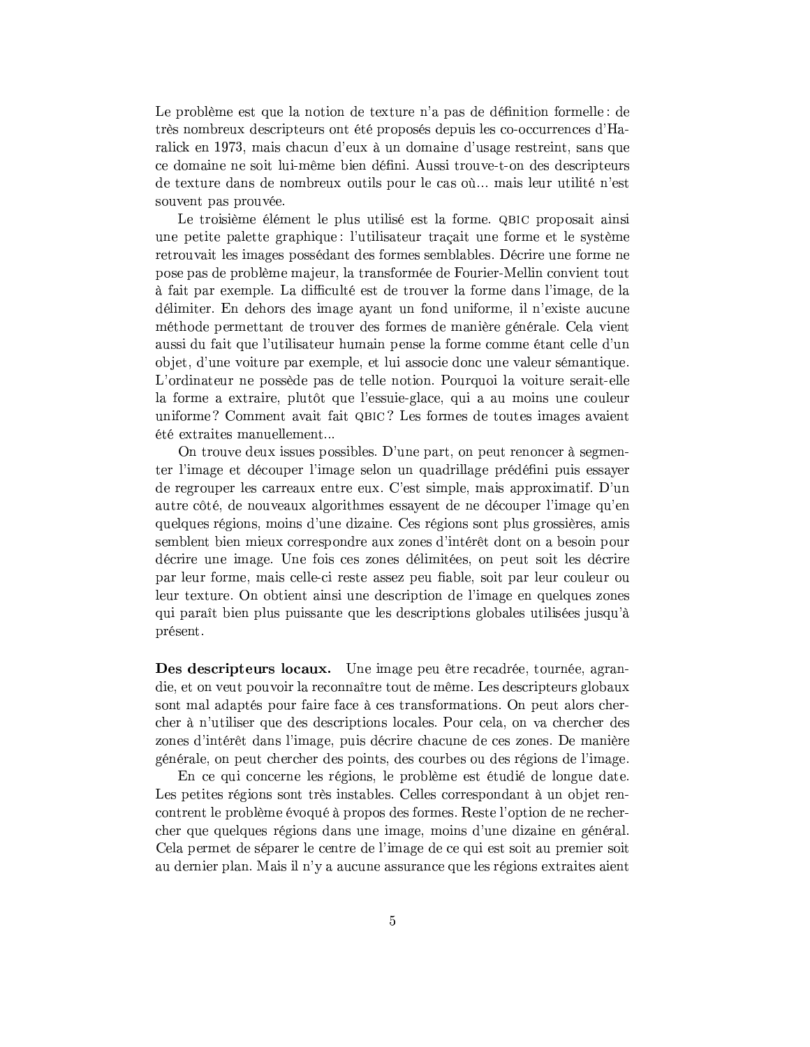Le problème est que la notion de texture n'a pas de définition formelle : de très nombreux descripteurs ont été proposés depuis les co-occurrences d'Haralick en 1973, mais chacun d'eux à un domaine d'usage restreint, sans que ce domaine ne soit lui-même bien défini. Aussi trouve-t-on des descripteurs de texture dans de nombreux outils pour le cas où... mais leur utilité n'est souvent pas prouvée.

Le troisième élément le plus utilisé est la forme. QBIC proposait ainsi une petite palette graphique : l'utilisateur traçait une forme et le système retrouvait les images possédant des formes semblables. Décrire une forme ne pose pas de problème majeur, la transformée de Fourier-Mellin convient tout à fait par exemple. La difficulté est de trouver la forme dans l'image, de la délimiter. En dehors des image ayant un fond uniforme, il n'existe aucune méthode permettant de trouver des formes de manière générale. Cela vient aussi du fait que l'utilisateur humain pense la forme comme étant celle d'un objet, d'une voiture par exemple, et lui associe donc une valeur sémantique. L'ordinateur ne possède pas de telle notion. Pourquoi la voiture serait-elle la forme a extraire, plutôt que l'essuie-glace, qui a au moins une couleur uniforme ? Comment avait fait QBIC ? Les formes de toutes images avaient été extraites manuellement...

On trouve deux issues possibles. D'une part, on peut renoncer à segmenter l'image et découper l'image selon un quadrillage prédéfini puis essayer de regrouper les carreaux entre eux. C'est simple, mais approximatif. D'un autre côté, de nouveaux algorithmes essayent de ne découper l'image qu'en quelques régions, moins d'une dizaine. Ces régions sont plus grossières, amis semblent bien mieux correspondre aux zones d'intérêt dont on a besoin pour décrire une image. Une fois ces zones délimitées, on peut soit les décrire par leur forme, mais celle-ci reste assez peu fiable, soit par leur couleur ou leur texture. On obtient ainsi une description de l'image en quelques zones qui paraît bien plus puissante que les descriptions globales utilisées jusqu'à présent.

**Des descripteurs locaux.** Une image peu être recadrée, tournée, agrandie, et on veut pouvoir la reconnaître tout de même. Les descripteurs globaux sont mal adaptés pour faire face à ces transformations. On peut alors chercher à n'utiliser que des descriptions locales. Pour cela, on va chercher des zones d'intérêt dans l'image, puis décrire chacune de ces zones. De manière générale, on peut chercher des points, des courbes ou des régions de l'image.

En ce qui concerne les régions, le problème est étudié de longue date. Les petites régions sont très instables. Celles correspondant à un objet rencontrent le problème évoqué à propos des formes. Reste l'option de ne rechercher que quelques régions dans une image, moins d'une dizaine en général. Cela permet de séparer le centre de l'image de ce qui est soit au premier soit au dernier plan. Mais il n'y a aucune assurance que les régions extraites aient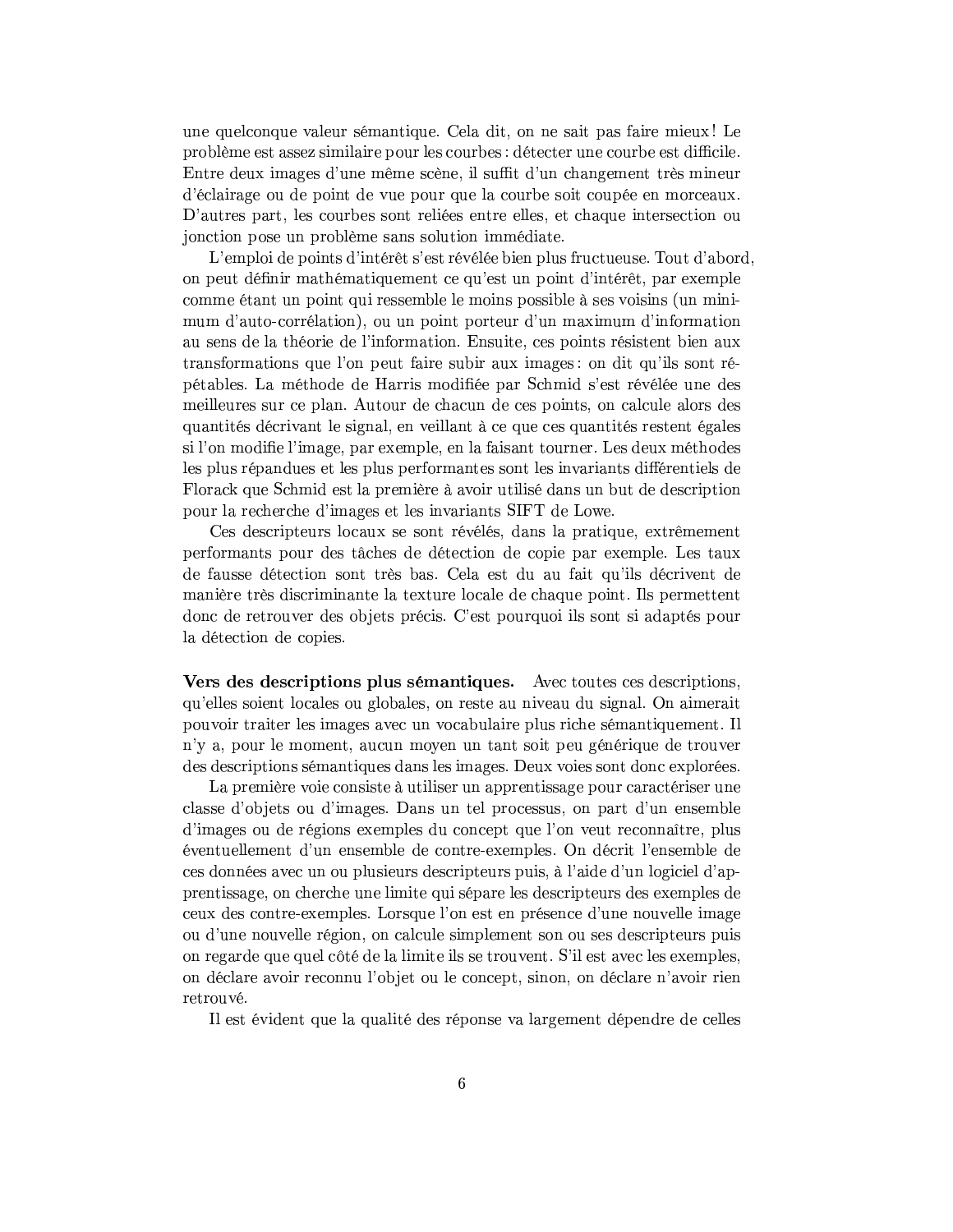une quelconque valeur sémantique. Cela dit, on ne sait pas faire mieux ! Le problème est assez similaire pour les courbes : détecter une courbe est difficile. Entre deux images d'une même scène, il suffit d'un changement très mineur d'éclairage ou de point de vue pour que la courbe soit coupée en morceaux. D'autres part, les courbes sont reliées entre elles, et chaque intersection ou jonction pose un problème sans solution immédiate.

L'emploi de points d'intérêt s'est révélée bien plus fructueuse. Tout d'abord, on peut définir mathématiquement ce qu'est un point d'intérêt, par exemple comme étant un point qui ressemble le moins possible à ses voisins (un minimum d'auto-corrélation), ou un point porteur d'un maximum d'information au sens de la théorie de l'information. Ensuite, ces points résistent bien aux transformations que l'on peut faire subir aux images : on dit qu'ils sont répétables. La méthode de Harris modifiée par Schmid s'est révélée une des meilleures sur ce plan. Autour de chacun de ces points, on calcule alors des quantités décrivant le signal, en veillant à ce que ces quantités restent égales si l'on modifie l'image, par exemple, en la faisant tourner. Les deux méthodes les plus répandues et les plus performantes sont les invariants différentiels de Florack que Schmid est la première à avoir utilisé dans un but de description pour la recherche d'images et les invariants SIFT de Lowe.

Ces descripteurs locaux se sont révélés, dans la pratique, extrêmement performants pour des tâches de détection de copie par exemple. Les taux de fausse détection sont très bas. Cela est du au fait qu'ils décrivent de manière très discriminante la texture locale de chaque point. Ils permettent donc de retrouver des objets précis. C'est pourquoi ils sont si adaptés pour la détection de copies.

**Vers des descriptions plus sémantiques.** Avec toutes ces descriptions, qu'elles soient locales ou globales, on reste au niveau du signal. On aimerait pouvoir traiter les images avec un vocabulaire plus riche sémantiquement. Il n'y a, pour le moment, aucun moyen un tant soit peu générique de trouver des descriptions sémantiques dans les images. Deux voies sont donc explorées.

La première voie consiste à utiliser un apprentissage pour caractériser une classe d'objets ou d'images. Dans un tel processus, on part d'un ensemble d'images ou de régions exemples du concept que l'on veut reconnaître, plus éventuellement d'un ensemble de contre-exemples. On décrit l'ensemble de ces données avec un ou plusieurs descripteurs puis, à l'aide d'un logiciel d'apprentissage, on cherche une limite qui sépare les descripteurs des exemples de ceux des contre-exemples. Lorsque l'on est en présence d'une nouvelle image ou d'une nouvelle région, on calcule simplement son ou ses descripteurs puis on regarde que quel côté de la limite ils se trouvent. S'il est avec les exemples, on déclare avoir reconnu l'objet ou le concept, sinon, on déclare n'avoir rien retrouvé.

Il est évident que la qualité des réponse va largement dépendre de celles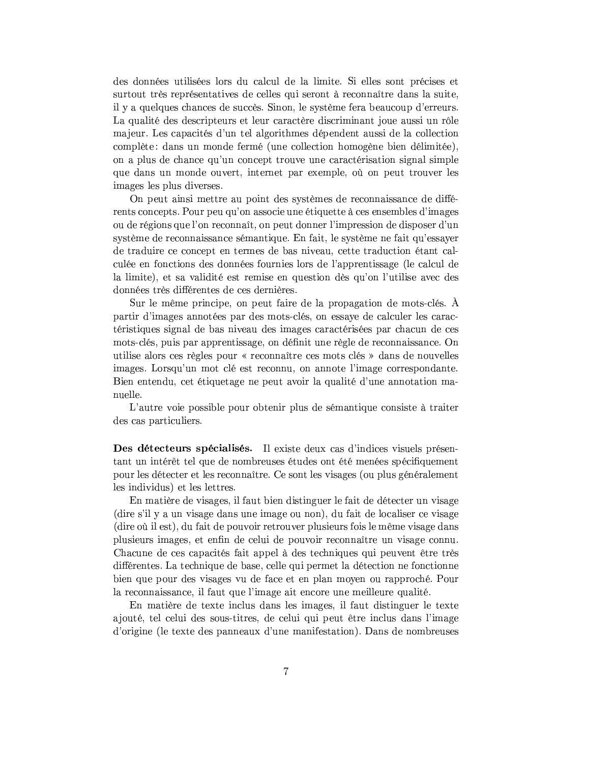des données utilisées lors du calcul de la limite. Si elles sont précises et surtout très représentatives de celles qui seront à reconnaître dans la suite, il y a quelques chances de succès. Sinon, le système fera beaucoup d'erreurs. La qualité des descripteurs et leur caractère discriminant joue aussi un rôle majeur. Les capacités d'un tel algorithmes dépendent aussi de la collection complète : dans un monde fermé (une collection homogène bien délimitée), on a plus de chance qu'un concept trouve une caractérisation signal simple que dans un monde ouvert, internet par exemple, où on peut trouver les images les plus diverses.

On peut ainsi mettre au point des systèmes de reconnaissance de différents concepts. Pour peu qu'on associe une étiquette à ces ensembles d'images ou de régions que l'on reconnaît, on peut donner l'impression de disposer d'un système de reconnaissance sémantique. En fait, le système ne fait qu'essayer de traduire ce concept en termes de bas niveau, cette traduction étant calculée en fonctions des données fournies lors de l'apprentissage (le calcul de la limite), et sa validité est remise en question dès qu'on l'utilise avec des données très différentes de ces dernières.

Sur le même principe, on peut faire de la propagation de mots-clés. À partir d'images annotées par des mots-clés, on essaye de calculer les caractéristiques signal de bas niveau des images caractérisées par chacun de ces mots-clés, puis par apprentissage, on définit une règle de reconnaissance. On utilise alors ces règles pour « reconnaître ces mots clés » dans de nouvelles images. Lorsqu'un mot clé est reconnu, on annote l'image correspondante. Bien entendu, cet étiquetage ne peut avoir la qualité d'une annotation manuelle.

L'autre voie possible pour obtenir plus de sémantique consiste à traiter des cas particuliers.

**Des détecteurs spécialisés.** Il existe deux cas d'indices visuels présentant un intérêt tel que de nombreuses études ont été menées spécifiquement pour les détecter et les reconnaître. Ce sont les visages (ou plus généralement les individus) et les lettres.

En matière de visages, il faut bien distinguer le fait de détecter un visage (dire s'il y a un visage dans une image ou non), du fait de localiser ce visage (dire où il est), du fait de pouvoir retrouver plusieurs fois le même visage dans plusieurs images, et enfin de celui de pouvoir reconnaître un visage connu. Chacune de ces capacités fait appel à des techniques qui peuvent être très différentes. La technique de base, celle qui permet la détection ne fonctionne bien que pour des visages vu de face et en plan moyen ou rapproché. Pour la reconnaissance, il faut que l'image ait encore une meilleure qualité.

En matière de texte inclus dans les images, il faut distinguer le texte ajouté, tel celui des sous-titres, de celui qui peut être inclus dans l'image d'origine (le texte des panneaux d'une manifestation). Dans de nombreuses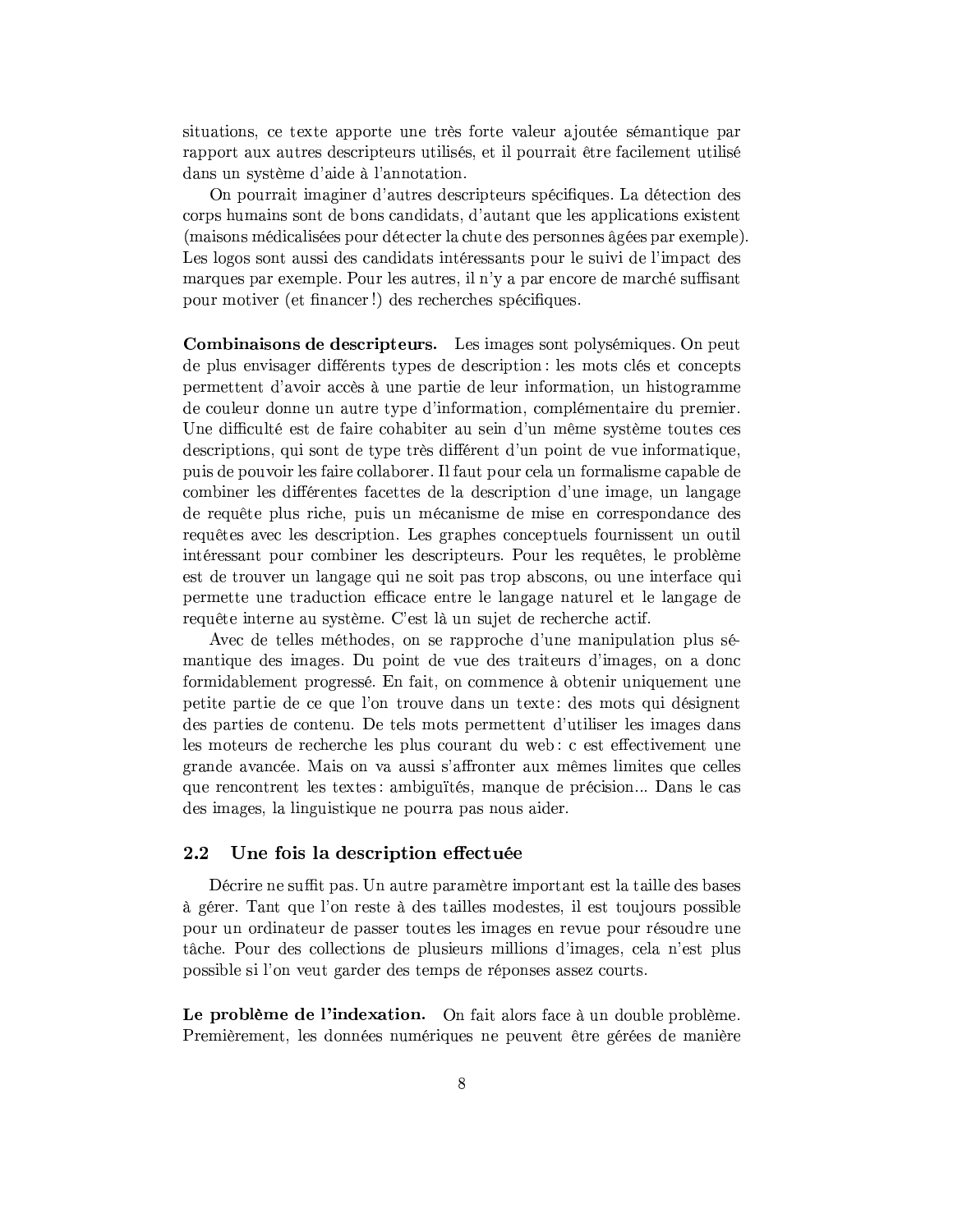situations, ce texte apporte une très forte valeur ajoutée sémantique par rapport aux autres descripteurs utilisés, et il pourrait être facilement utilisé dans un système d'aide à l'annotation.

On pourrait imaginer d'autres descripteurs spécifiques. La détection des corps humains sont de bons candidats, d'autant que les applications existent (maisons médicalisées pour détecter la chute des personnes âgées par exemple). Les logos sont aussi des candidats intéressants pour le suivi de l'impact des marques par exemple. Pour les autres, il n'y a par encore de marché suffisant pour motiver (et financer !) des recherches spécifiques.

**Combinaisons de descripteurs.** Les images sont polysémiques. On peut de plus envisager différents types de description : les mots clés et concepts permettent d'avoir accès à une partie de leur information, un histogramme de couleur donne un autre type d'information, complémentaire du premier. Une difficulté est de faire cohabiter au sein d'un même système toutes ces descriptions, qui sont de type très différent d'un point de vue informatique, puis de pouvoir les faire collaborer. Il faut pour cela un formalisme capable de combiner les différentes facettes de la description d'une image, un langage de requête plus riche, puis un mécanisme de mise en correspondance des requêtes avec les description. Les graphes conceptuels fournissent un outil intéressant pour combiner les descripteurs. Pour les requêtes, le problème est de trouver un langage qui ne soit pas trop abscons, ou une interface qui permette une traduction efficace entre le langage naturel et le langage de requête interne au système. C'est là un sujet de recherche actif.

Avec de telles méthodes, on se rapproche d'une manipulation plus sémantique des images. Du point de vue des traiteurs d'images, on a donc formidablement progressé. En fait, on commence à obtenir uniquement une petite partie de ce que l'on trouve dans un texte : des mots qui désignent des parties de contenu. De tels mots permettent d'utiliser les images dans les moteurs de recherche les plus courant du web : c est effectivement une grande avancée. Mais on va aussi s'affronter aux mêmes limites que celles que rencontrent les textes : ambiguïtés, manque de précision... Dans le cas des images, la linguistique ne pourra pas nous aider.

## 2.2 Une fois la description effectuée

Décrire ne suffit pas. Un autre paramètre important est la taille des bases à gérer. Tant que l'on reste à des tailles modestes, il est toujours possible pour un ordinateur de passer toutes les images en revue pour résoudre une tâche. Pour des collections de plusieurs millions d'images, cela n'est plus possible si l'on veut garder des temps de réponses assez courts.

**Le problème de l'indexation.** On fait alors face à un double problème. Premièrement, les données numériques ne peuvent être gérées de manière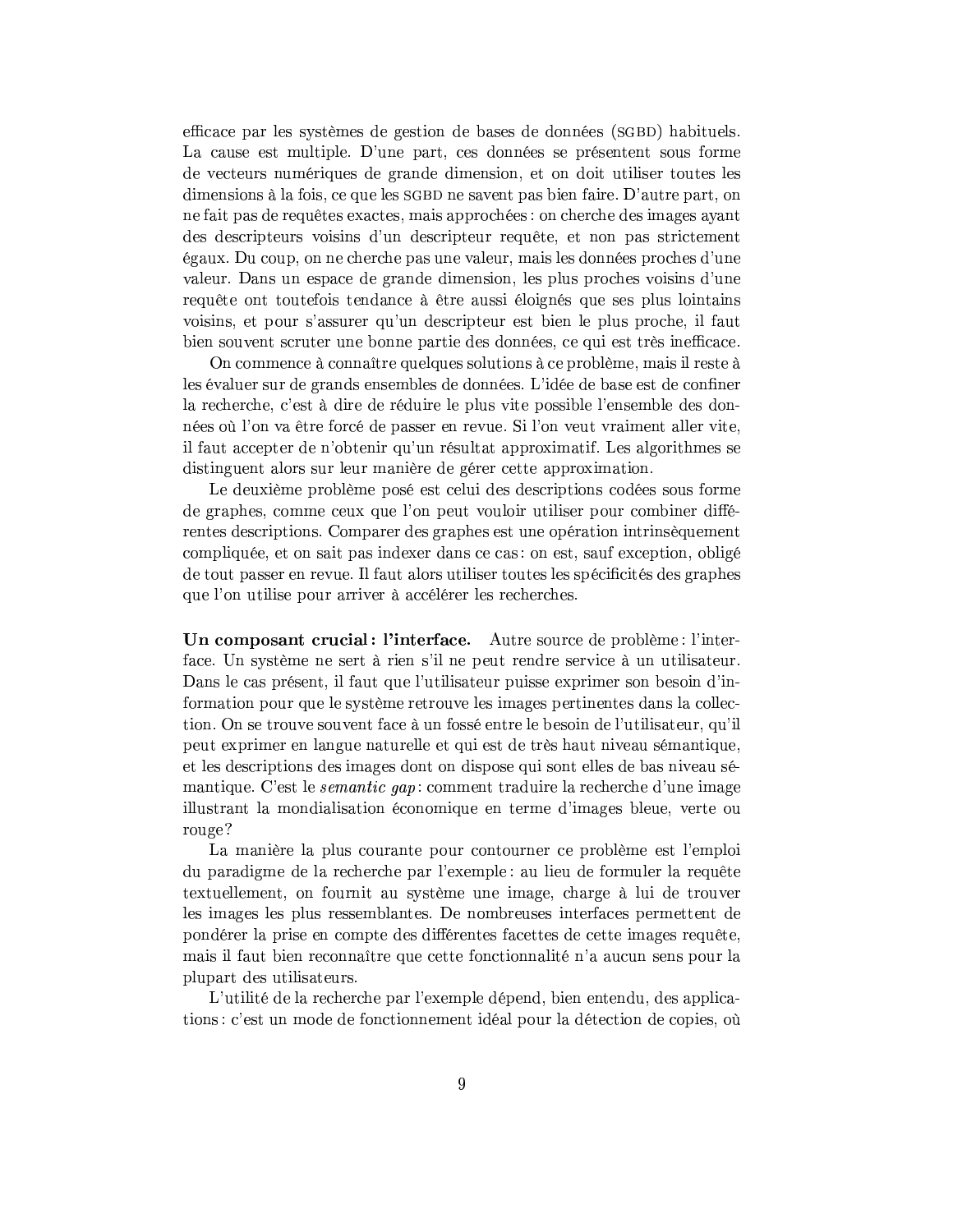efficace par les systèmes de gestion de bases de données (SGBD) habituels. La cause est multiple. D'une part, ces données se présentent sous forme de vecteurs numériques de grande dimension, et on doit utiliser toutes les dimensions à la fois, ce que les SGBD ne savent pas bien faire. D'autre part, on ne fait pas de requêtes exactes, mais approchées : on cherche des images ayant des descripteurs voisins d'un descripteur requête, et non pas strictement égaux. Du coup, on ne cherche pas une valeur, mais les données proches d'une valeur. Dans un espace de grande dimension, les plus proches voisins d'une requête ont toutefois tendance à être aussi éloignés que ses plus lointains voisins, et pour s'assurer qu'un descripteur est bien le plus proche, il faut bien souvent scruter une bonne partie des données, ce qui est très inefficace.

On commence à connaître quelques solutions à ce problème, mais il reste à les évaluer sur de grands ensembles de données. L'idée de base est de confiner la recherche, c'est à dire de réduire le plus vite possible l'ensemble des données où l'on va être forcé de passer en revue. Si l'on veut vraiment aller vite, il faut accepter de n'obtenir qu'un résultat approximatif. Les algorithmes se distinguent alors sur leur manière de gérer cette approximation.

Le deuxième problème posé est celui des descriptions codées sous forme de graphes, comme ceux que l'on peut vouloir utiliser pour combiner différentes descriptions. Comparer des graphes est une opération intrinsèquement compliquée, et on sait pas indexer dans ce cas : on est, sauf exception, obligé de tout passer en revue. Il faut alors utiliser toutes les spécificités des graphes que l'on utilise pour arriver à accélérer les recherches.

**Un composant crucial : l'interface.** Autre source de problème : l'interface. Un système ne sert à rien s'il ne peut rendre service à un utilisateur. Dans le cas présent, il faut que l'utilisateur puisse exprimer son besoin d'information pour que le système retrouve les images pertinentes dans la collection. On se trouve souvent face à un fossé entre le besoin de l'utilisateur, qu'il peut exprimer en langue naturelle et qui est de très haut niveau sémantique, et les descriptions des images dont on dispose qui sont elles de bas niveau sémantique. C'est le *semantic gap* : comment traduire la recherche d'une image illustrant la mondialisation économique en terme d'images bleue, verte ou rouge?

La manière la plus courante pour contourner ce problème est l'emploi du paradigme de la recherche par l'exemple : au lieu de formuler la requête textuellement, on fournit au système une image, charge à lui de trouver les images les plus ressemblantes. De nombreuses interfaces permettent de pondérer la prise en compte des différentes facettes de cette images requête, mais il faut bien reconnaître que cette fonctionnalité n'a aucun sens pour la plupart des utilisateurs.

L'utilité de la recherche par l'exemple dépend, bien entendu, des applications : c'est un mode de fonctionnement idéal pour la détection de copies, où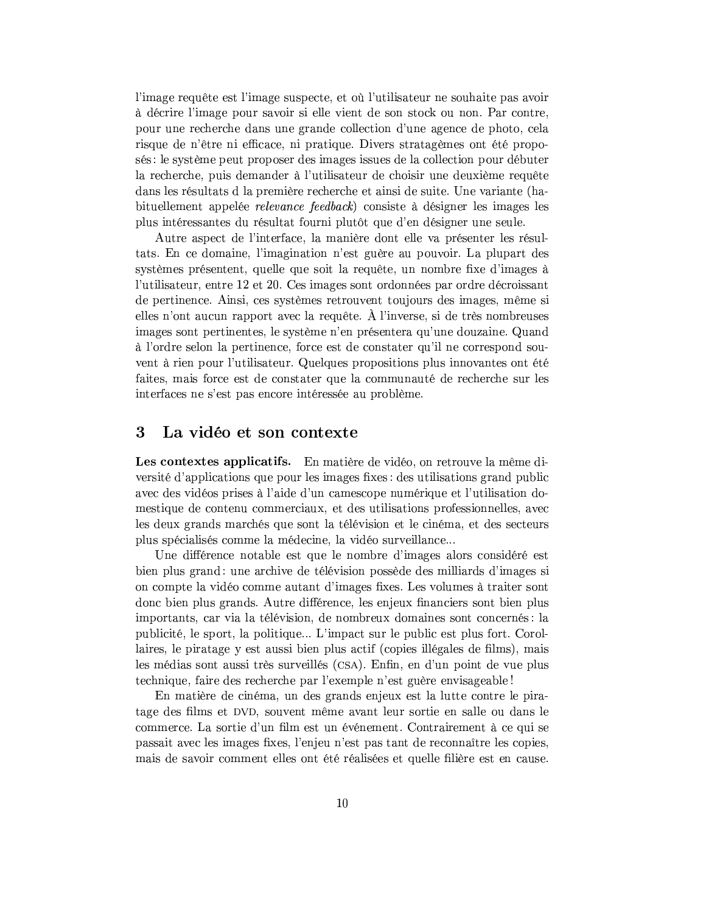l'image requête est l'image suspecte, et où l'utilisateur ne souhaite pas avoir à décrire l'image pour savoir si elle vient de son stock ou non. Par contre, pour une recherche dans une grande collection d'une agence de photo, cela risque de n'être ni efficace, ni pratique. Divers stratagèmes ont été proposés : le système peut proposer des images issues de la collection pour débuter la recherche, puis demander à l'utilisateur de choisir une deuxième requête dans les résultats d la première recherche et ainsi de suite. Une variante (habituellement appelée *relevance feedback*) consiste à désigner les images les plus intéressantes du résultat fourni plutôt que d'en désigner une seule.

Autre aspect de l'interface, la manière dont elle va présenter les résultats. En ce domaine, l'imagination n'est guère au pouvoir. La plupart des systèmes présentent, quelle que soit la requête, un nombre fixe d'images à l'utilisateur, entre 12 et 20. Ces images sont ordonnées par ordre décroissant de pertinence. Ainsi, ces systèmes retrouvent toujours des images, même si elles n'ont aucun rapport avec la requête. À l'inverse, si de très nombreuses images sont pertinentes, le système n'en présentera qu'une douzaine. Quand à l'ordre selon la pertinence, force est de constater qu'il ne correspond souvent à rien pour l'utilisateur. Quelques propositions plus innovantes ont été faites, mais force est de constater que la communauté de recherche sur les interfaces ne s'est pas encore intéressée au problème.

## 3 La vidéo et son contexte

**Les contextes applicatifs.** En matière de vidéo, on retrouve la même diversité d'applications que pour les images fixes : des utilisations grand public avec des vidéos prises à l'aide d'un camescope numérique et l'utilisation domestique de contenu commerciaux, et des utilisations professionnelles, avec les deux grands marchés que sont la télévision et le cinéma, et des secteurs plus spécialisés comme la médecine, la vidéo surveillance...

Une différence notable est que le nombre d'images alors considéré est bien plus grand : une archive de télévision possède des milliards d'images si on compte la vidéo comme autant d'images fixes. Les volumes à traiter sont donc bien plus grands. Autre différence, les enjeux financiers sont bien plus importants, car via la télévision, de nombreux domaines sont concernés : la publicité, le sport, la politique... L'impact sur le public est plus fort. Corollaires, le piratage y est aussi bien plus actif (copies illégales de films), mais les médias sont aussi très surveillés (CSA). Enfin, en d'un point de vue plus technique, faire des recherche par l'exemple n'est guère envisageable !

En matière de cinéma, un des grands enjeux est la lutte contre le piratage des films et DVD, souvent même avant leur sortie en salle ou dans le commerce. La sortie d'un film est un événement. Contrairement à ce qui se passait avec les images fixes, l'enjeu n'est pas tant de reconnaître les copies, mais de savoir comment elles ont été réalisées et quelle filière est en cause.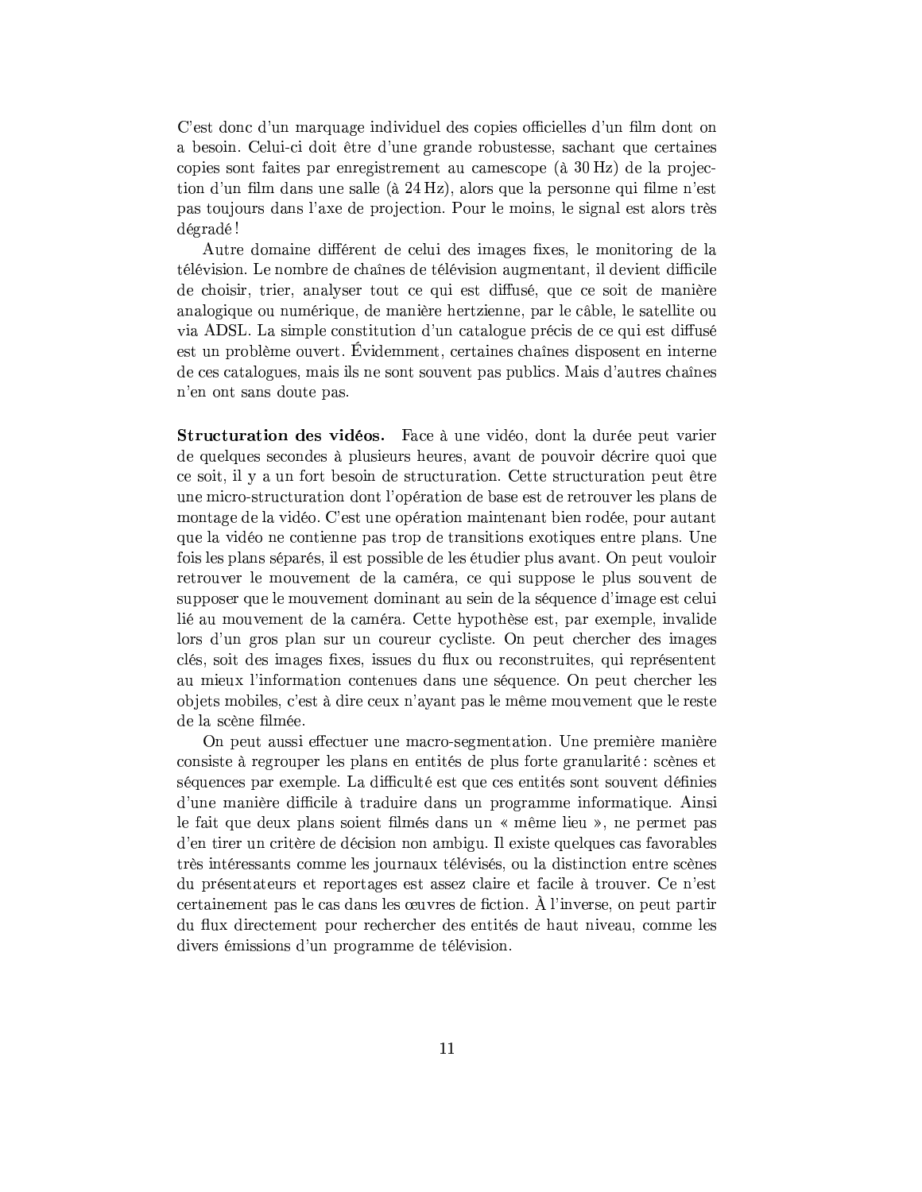C'est donc d'un marquage individuel des copies officielles d'un film dont on a besoin. Celui-ci doit être d'une grande robustesse, sachant que certaines copies sont faites par enregistrement au camescope (à 30 Hz) de la projection d'un film dans une salle (à 24 Hz), alors que la personne qui filme n'est pas toujours dans l'axe de projection. Pour le moins, le signal est alors très dégradé !

Autre domaine différent de celui des images fixes, le monitoring de la télévision. Le nombre de chaînes de télévision augmentant, il devient difficile de choisir, trier, analyser tout ce qui est diffusé, que ce soit de manière analogique ou numérique, de manière hertzienne, par le câble, le satellite ou via ADSL. La simple constitution d'un catalogue précis de ce qui est diffusé est un problème ouvert. Évidemment, certaines chaînes disposent en interne de ces catalogues, mais ils ne sont souvent pas publics. Mais d'autres chaînes n'en ont sans doute pas.

**Structuration des vidéos.** Face à une vidéo, dont la durée peut varier de quelques secondes à plusieurs heures, avant de pouvoir décrire quoi que ce soit, il y a un fort besoin de structuration. Cette structuration peut être une micro-structuration dont l'opération de base est de retrouver les plans de montage de la vidéo. C'est une opération maintenant bien rodée, pour autant que la vidéo ne contienne pas trop de transitions exotiques entre plans. Une fois les plans séparés, il est possible de les étudier plus avant. On peut vouloir retrouver le mouvement de la caméra, ce qui suppose le plus souvent de supposer que le mouvement dominant au sein de la séquence d'image est celui lié au mouvement de la caméra. Cette hypothèse est, par exemple, invalide lors d'un gros plan sur un coureur cycliste. On peut chercher des images clés, soit des images fixes, issues du flux ou reconstruites, qui représentent au mieux l'information contenues dans une séquence. On peut chercher les objets mobiles, c'est à dire ceux n'ayant pas le même mouvement que le reste de la scène filmée.

On peut aussi effectuer une macro-segmentation. Une première manière consiste à regrouper les plans en entités de plus forte granularité : scènes et séquences par exemple. La difficulté est que ces entités sont souvent définies d'une manière difficile à traduire dans un programme informatique. Ainsi le fait que deux plans soient filmés dans un « même lieu », ne permet pas d'en tirer un critère de décision non ambigu. Il existe quelques cas favorables très intéressants comme les journaux télévisés, ou la distinction entre scènes du présentateurs et reportages est assez claire et facile à trouver. Ce n'est certainement pas le cas dans les œuvres de fiction. À l'inverse, on peut partir du flux directement pour rechercher des entités de haut niveau, comme les divers émissions d'un programme de télévision.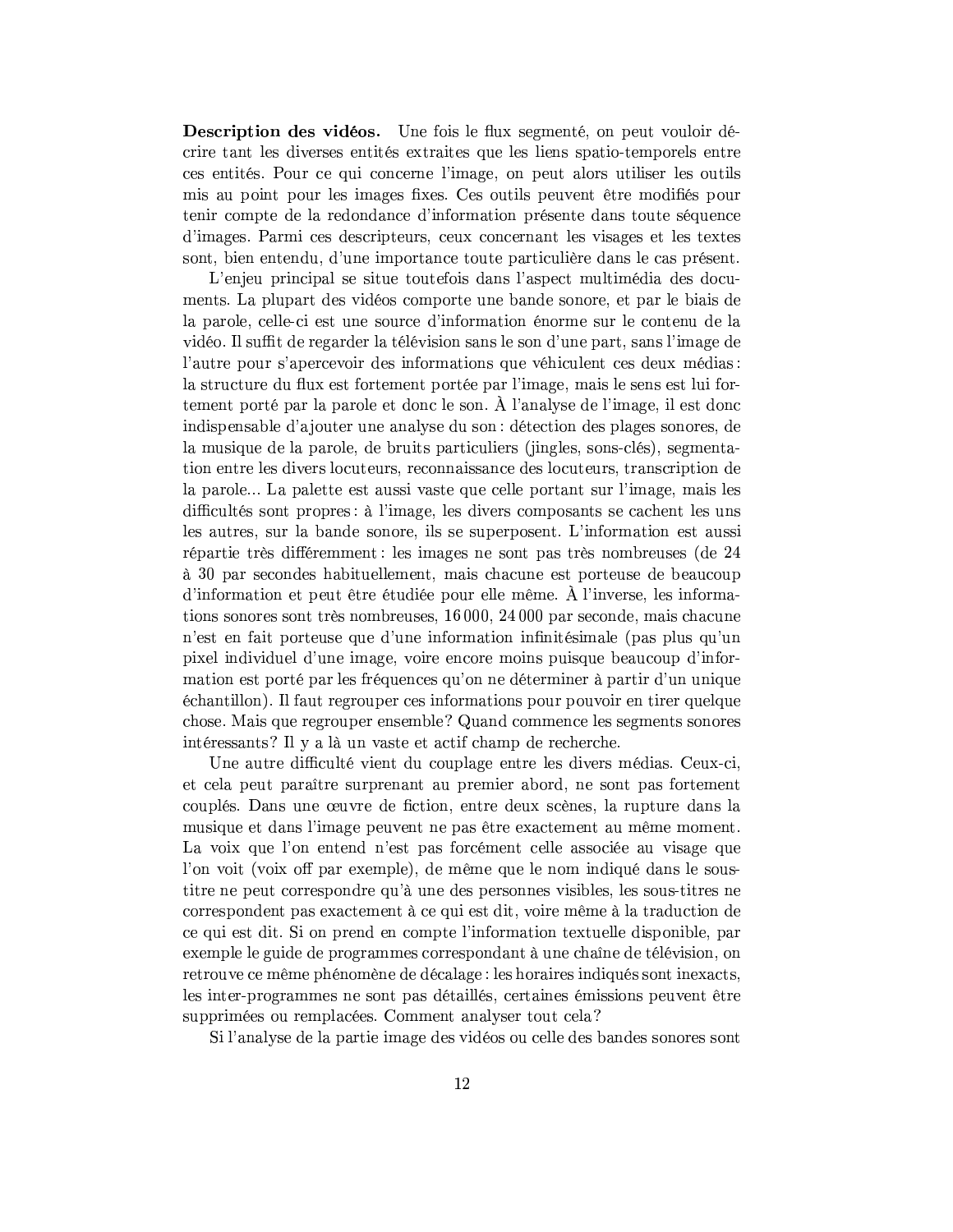**Description des vidéos.** Une fois le flux segmenté, on peut vouloir décrire tant les diverses entités extraites que les liens spatio-temporels entre ces entités. Pour ce qui concerne l'image, on peut alors utiliser les outils mis au point pour les images fixes. Ces outils peuvent être modifiés pour tenir compte de la redondance d'information présente dans toute séquence d'images. Parmi ces descripteurs, ceux concernant les visages et les textes sont, bien entendu, d'une importance toute particulière dans le cas présent.

L'enjeu principal se situe toutefois dans l'aspect multimédia des documents. La plupart des vidéos comporte une bande sonore, et par le biais de la parole, celle-ci est une source d'information énorme sur le contenu de la vidéo. Il suffit de regarder la télévision sans le son d'une part, sans l'image de l'autre pour s'apercevoir des informations que véhiculent ces deux médias : la structure du flux est fortement portée par l'image, mais le sens est lui fortement porté par la parole et donc le son. À l'analyse de l'image, il est donc indispensable d'ajouter une analyse du son : détection des plages sonores, de la musique de la parole, de bruits particuliers (jingles, sons-clés), segmentation entre les divers locuteurs, reconnaissance des locuteurs, transcription de la parole... La palette est aussi vaste que celle portant sur l'image, mais les difficultés sont propres : à l'image, les divers composants se cachent les uns les autres, sur la bande sonore, ils se superposent. L'information est aussi répartie très différemment : les images ne sont pas très nombreuses (de 24 à 30 par secondes habituellement, mais chacune est porteuse de beaucoup d'information et peut être étudiée pour elle même. À l'inverse, les informations sonores sont très nombreuses, 16 000, 24 000 par seconde, mais chacune n'est en fait porteuse que d'une information infinitésimale (pas plus qu'un pixel individuel d'une image, voire encore moins puisque beaucoup d'information est porté par les fréquences qu'on ne déterminer à partir d'un unique échantillon). Il faut regrouper ces informations pour pouvoir en tirer quelque chose. Mais que regrouper ensemble? Quand commence les segments sonores intéressants? Il y a là un vaste et actif champ de recherche.

Une autre difficulté vient du couplage entre les divers médias. Ceux-ci, et cela peut paraître surprenant au premier abord, ne sont pas fortement couplés. Dans une œuvre de fiction, entre deux scènes, la rupture dans la musique et dans l'image peuvent ne pas être exactement au même moment. La voix que l'on entend n'est pas forcément celle associée au visage que l'on voit (voix off par exemple), de même que le nom indiqué dans le sous-titre ne peut correspondre qu'à une des personnes visibles, les sous-titres ne correspondent pas exactement à ce qui est dit, voire même à la traduction de ce qui est dit. Si on prend en compte l'information textuelle disponible, par exemple le guide de programmes correspondant à une chaîne de télévision, on retrouve ce même phénomène de décalage : les horaires indiqués sont inexacts, les inter-programmes ne sont pas détaillés, certaines émissions peuvent être supprimées ou remplacées. Comment analyser tout cela?

Si l'analyse de la partie image des vidéos ou celle des bandes sonores sont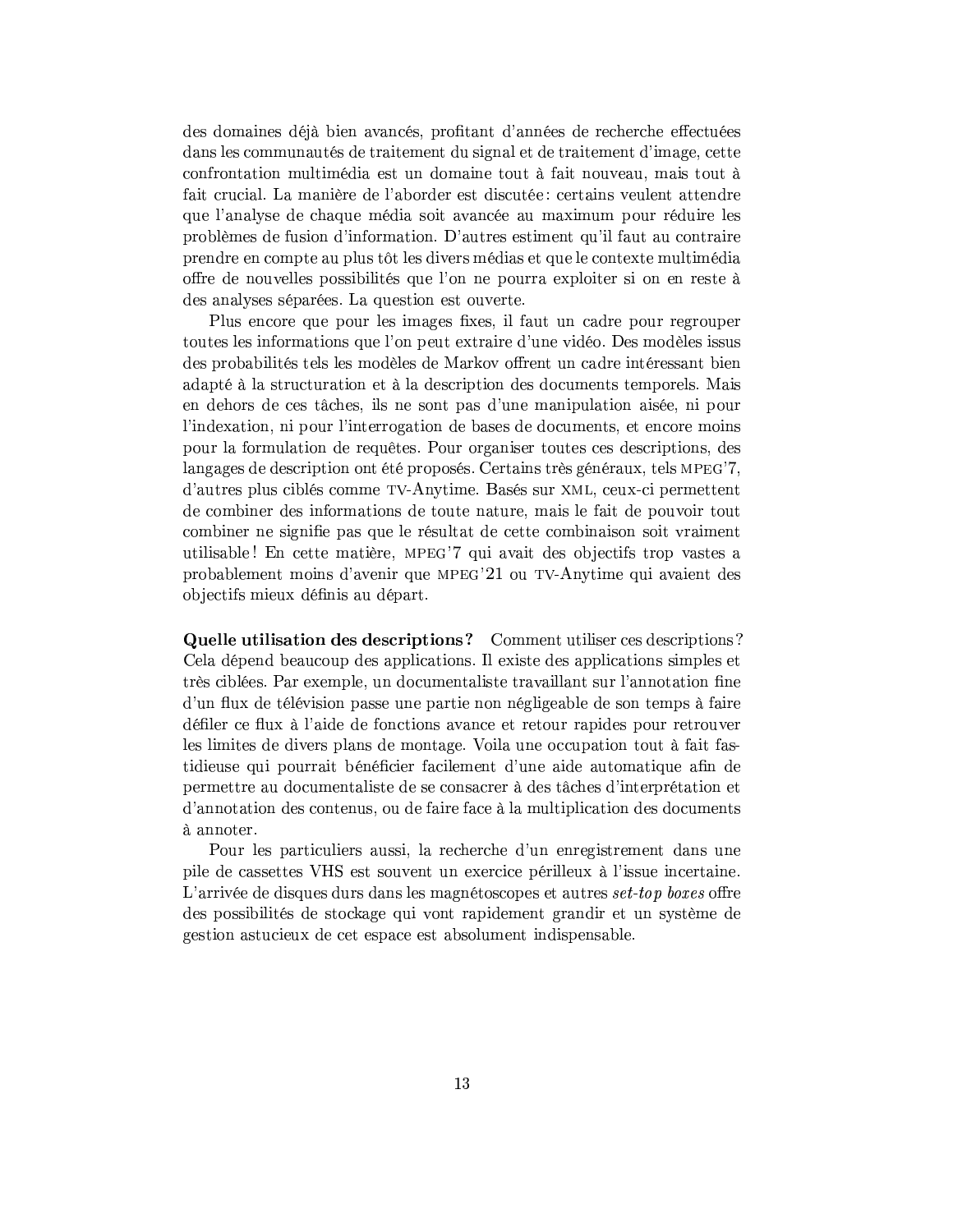des domaines déjà bien avancés, profitant d'années de recherche effectuées dans les communautés de traitement du signal et de traitement d'image, cette confrontation multimédia est un domaine tout à fait nouveau, mais tout à fait crucial. La manière de l'aborder est discutée : certains veulent attendre que l'analyse de chaque média soit avancée au maximum pour réduire les problèmes de fusion d'information. D'autres estiment qu'il faut au contraire prendre en compte au plus tôt les divers médias et que le contexte multimédia offre de nouvelles possibilités que l'on ne pourra exploiter si on en reste à des analyses séparées. La question est ouverte.

Plus encore que pour les images fixes, il faut un cadre pour regrouper toutes les informations que l'on peut extraire d'une vidéo. Des modèles issus des probabilités tels les modèles de Markov offrent un cadre intéressant bien adapté à la structuration et à la description des documents temporels. Mais en dehors de ces tâches, ils ne sont pas d'une manipulation aisée, ni pour l'indexation, ni pour l'interrogation de bases de documents, et encore moins pour la formulation de requêtes. Pour organiser toutes ces descriptions, des langages de description ont été proposés. Certains très généraux, tels MPEG'7, d'autres plus ciblés comme TV-Anytime. Basés sur XML, ceux-ci permettent de combiner des informations de toute nature, mais le fait de pouvoir tout combiner ne signifie pas que le résultat de cette combinaison soit vraiment utilisable ! En cette matière, MPEG'7 qui avait des objectifs trop vastes a probablement moins d'avenir que MPEG'21 ou TV-Anytime qui avaient des objectifs mieux définis au départ.

**Quelle utilisation des descriptions ?** Comment utiliser ces descriptions ? Cela dépend beaucoup des applications. Il existe des applications simples et très ciblées. Par exemple, un documentaliste travaillant sur l'annotation fine d'un flux de télévision passe une partie non négligeable de son temps à faire défiler ce flux à l'aide de fonctions avance et retour rapides pour retrouver les limites de divers plans de montage. Voila une occupation tout à fait fastidieuse qui pourrait bénéficier facilement d'une aide automatique afin de permettre au documentaliste de se consacrer à des tâches d'interprétation et d'annotation des contenus, ou de faire face à la multiplication des documents à annoter.

Pour les particuliers aussi, la recherche d'un enregistrement dans une pile de cassettes VHS est souvent un exercice périlleux à l'issue incertaine. L'arrivée de disques durs dans les magnétoscopes et autres *set-top boxes* offre des possibilités de stockage qui vont rapidement grandir et un système de gestion astucieux de cet espace est absolument indispensable.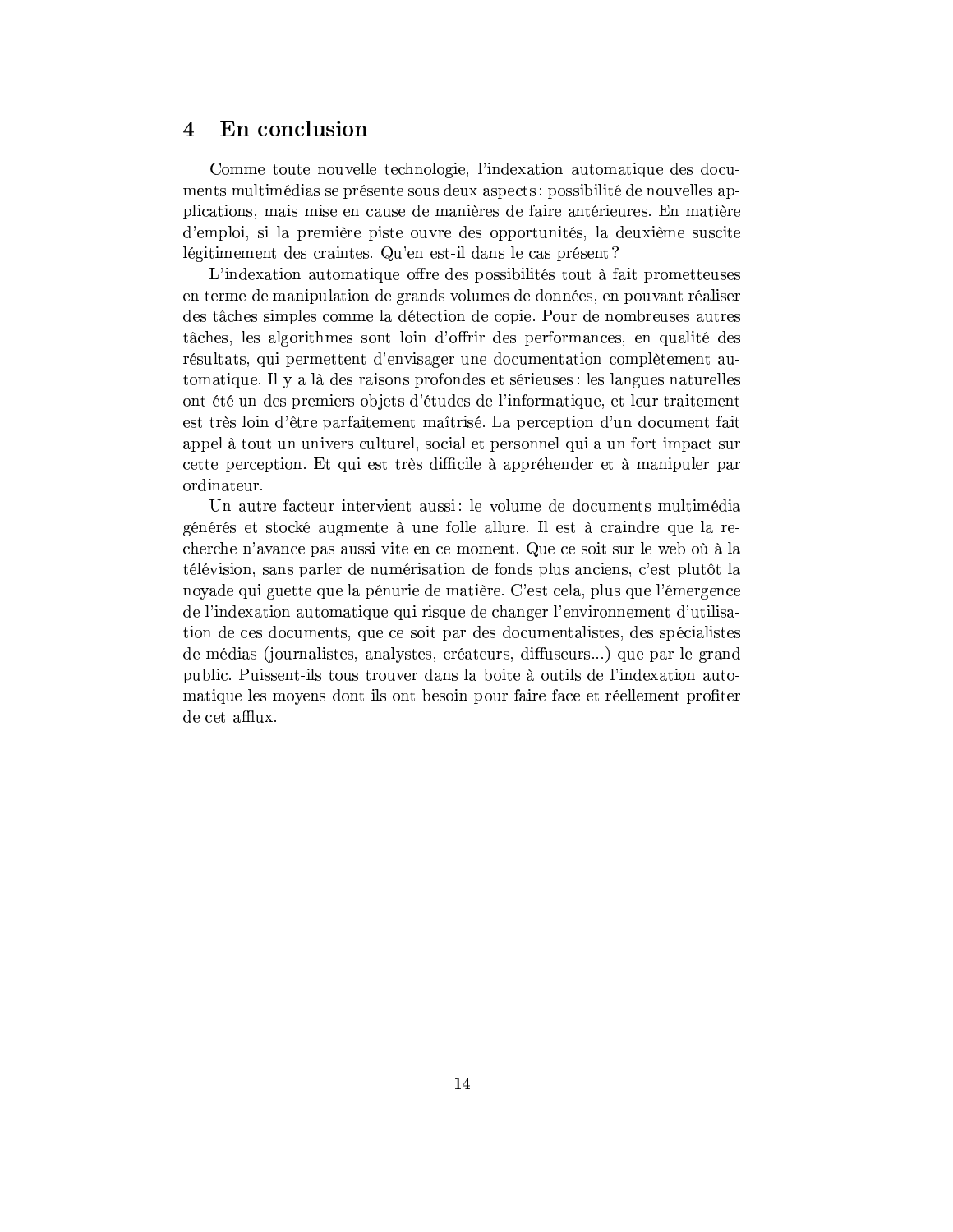## 4 En conclusion

Comme toute nouvelle technologie, l'indexation automatique des documents multimédias se présente sous deux aspects : possibilité de nouvelles applications, mais mise en cause de manières de faire antérieures. En matière d'emploi, si la première piste ouvre des opportunités, la deuxième suscite légitimement des craintes. Qu'en est-il dans le cas présent ?

L'indexation automatique offre des possibilités tout à fait prometteuses en terme de manipulation de grands volumes de données, en pouvant réaliser des tâches simples comme la détection de copie. Pour de nombreuses autres tâches, les algorithmes sont loin d'offrir des performances, en qualité des résultats, qui permettent d'envisager une documentation complètement automatique. Il y a là des raisons profondes et sérieuses : les langues naturelles ont été un des premiers objets d'études de l'informatique, et leur traitement est très loin d'être parfaitement maîtrisé. La perception d'un document fait appel à tout un univers culturel, social et personnel qui a un fort impact sur cette perception. Et qui est très difficile à appréhender et à manipuler par ordinateur.

Un autre facteur intervient aussi : le volume de documents multimédia générés et stocké augmente à une folle allure. Il est à craindre que la recherche n'avance pas aussi vite en ce moment. Que ce soit sur le web où à la télévision, sans parler de numérisation de fonds plus anciens, c'est plutôt la noyade qui guette que la pénurie de matière. C'est cela, plus que l'émergence de l'indexation automatique qui risque de changer l'environnement d'utilisation de ces documents, que ce soit par des documentalistes, des spécialistes de médias (journalistes, analystes, créateurs, diffuseurs...) que par le grand public. Puissent-ils tous trouver dans la boite à outils de l'indexation automatique les moyens dont ils ont besoin pour faire face et réellement profiter de cet afflux.